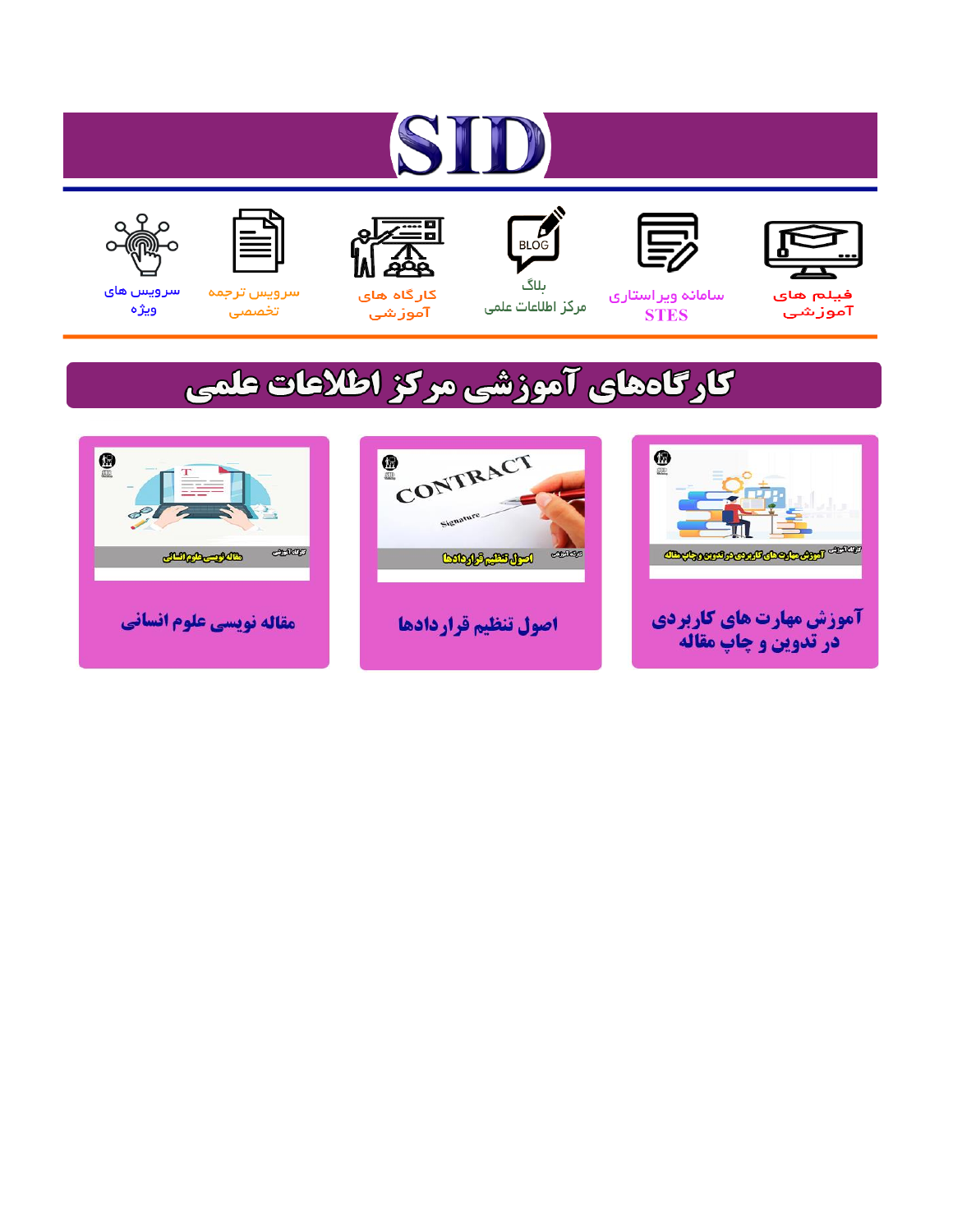# SID

فیلم های آموزشی

سامانه ویراستاری STES

بلاگ مرکز اطلاعات علمی

کارگاه های آموزشی

سرویس ترجمه تخصصی

سرویس های ویژه

## کارگاه‌های آموزشی مرکز اطلاعات علمی

آموزش مهارت های کاربردی در تدوین و چاپ مقاله

اصول تنظیم قراردادها

مقاله نویسی علوم انسانی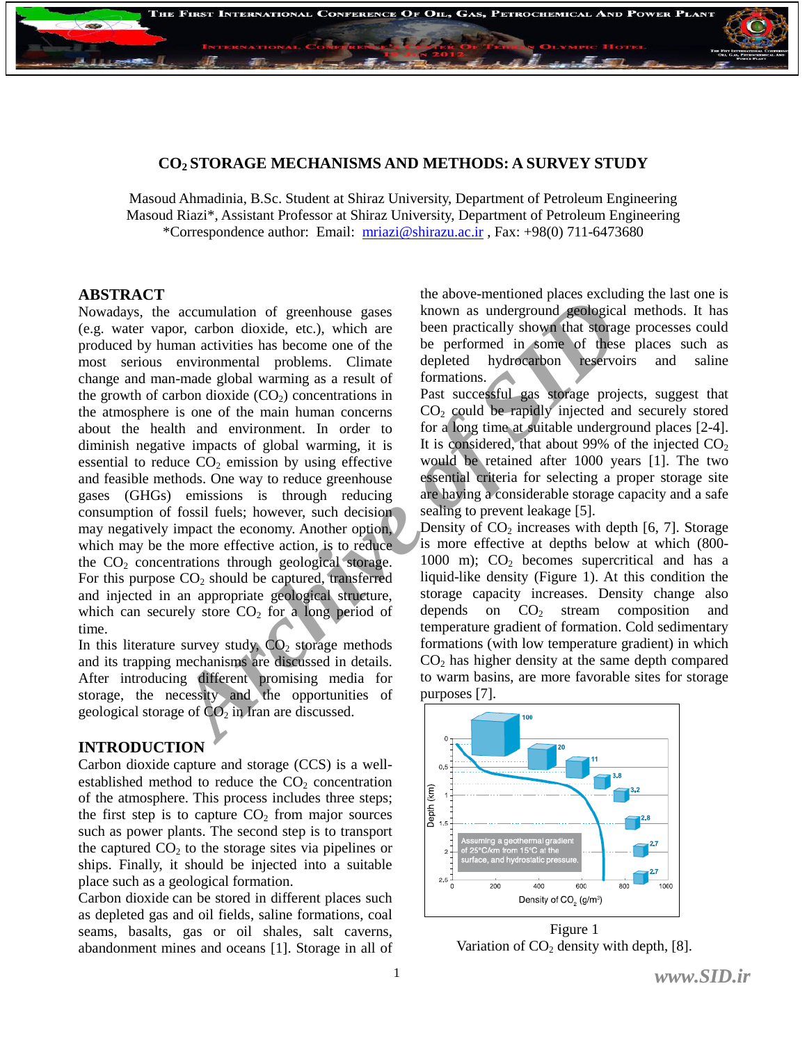## CO$_2$ STORAGE MECHANISMS AND METHODS: A SURVEY STUDY

Masoud Ahmadinia, B.Sc. Student at Shiraz University, Department of Petroleum Engineering
Masoud Riazi*, Assistant Professor at Shiraz University, Department of Petroleum Engineering
*Correspondence author: Email: mriazi@shirazu.ac.ir , Fax: +98(0) 711-6473680

### ABSTRACT

Nowadays, the accumulation of greenhouse gases (e.g. water vapor, carbon dioxide, etc.), which are produced by human activities has become one of the most serious environmental problems. Climate change and man-made global warming as a result of the growth of carbon dioxide ($CO_2$) concentrations in the atmosphere is one of the main human concerns about the health and environment. In order to diminish negative impacts of global warming, it is essential to reduce $CO_2$ emission by using effective and feasible methods. One way to reduce greenhouse gases (GHGs) emissions is through reducing consumption of fossil fuels; however, such decision may negatively impact the economy. Another option, which may be the more effective action, is to reduce the $CO_2$ concentrations through geological storage. For this purpose $CO_2$ should be captured, transferred and injected in an appropriate geological structure, which can securely store $CO_2$ for a long period of time.

In this literature survey study, $CO_2$ storage methods and its trapping mechanisms are discussed in details. After introducing different promising media for storage, the necessity and the opportunities of geological storage of $CO_2$ in Iran are discussed.

### INTRODUCTION

Carbon dioxide capture and storage (CCS) is a well-established method to reduce the $CO_2$ concentration of the atmosphere. This process includes three steps; the first step is to capture $CO_2$ from major sources such as power plants. The second step is to transport the captured $CO_2$ to the storage sites via pipelines or ships. Finally, it should be injected into a suitable place such as a geological formation.

Carbon dioxide can be stored in different places such as depleted gas and oil fields, saline formations, coal seams, basalts, gas or oil shales, salt caverns, abandonment mines and oceans [1]. Storage in all of the above-mentioned places excluding the last one is known as underground geological methods. It has been practically shown that storage processes could be performed in some of these places such as depleted hydrocarbon reservoirs and saline formations.

Past successful gas storage projects, suggest that $CO_2$ could be rapidly injected and securely stored for a long time at suitable underground places [2-4]. It is considered, that about 99% of the injected $CO_2$ would be retained after 1000 years [1]. The two essential criteria for selecting a proper storage site are having a considerable storage capacity and a safe sealing to prevent leakage [5].

Density of $CO_2$ increases with depth [6, 7]. Storage is more effective at depths below at which (800-1000 m); $CO_2$ becomes supercritical and has a liquid-like density (Figure 1). At this condition the storage capacity increases. Density change also depends on $CO_2$ stream composition and temperature gradient of formation. Cold sedimentary formations (with low temperature gradient) in which $CO_2$ has higher density at the same depth compared to warm basins, are more favorable sites for storage purposes [7].

Figure 1
Variation of $CO_2$ density with depth, [8].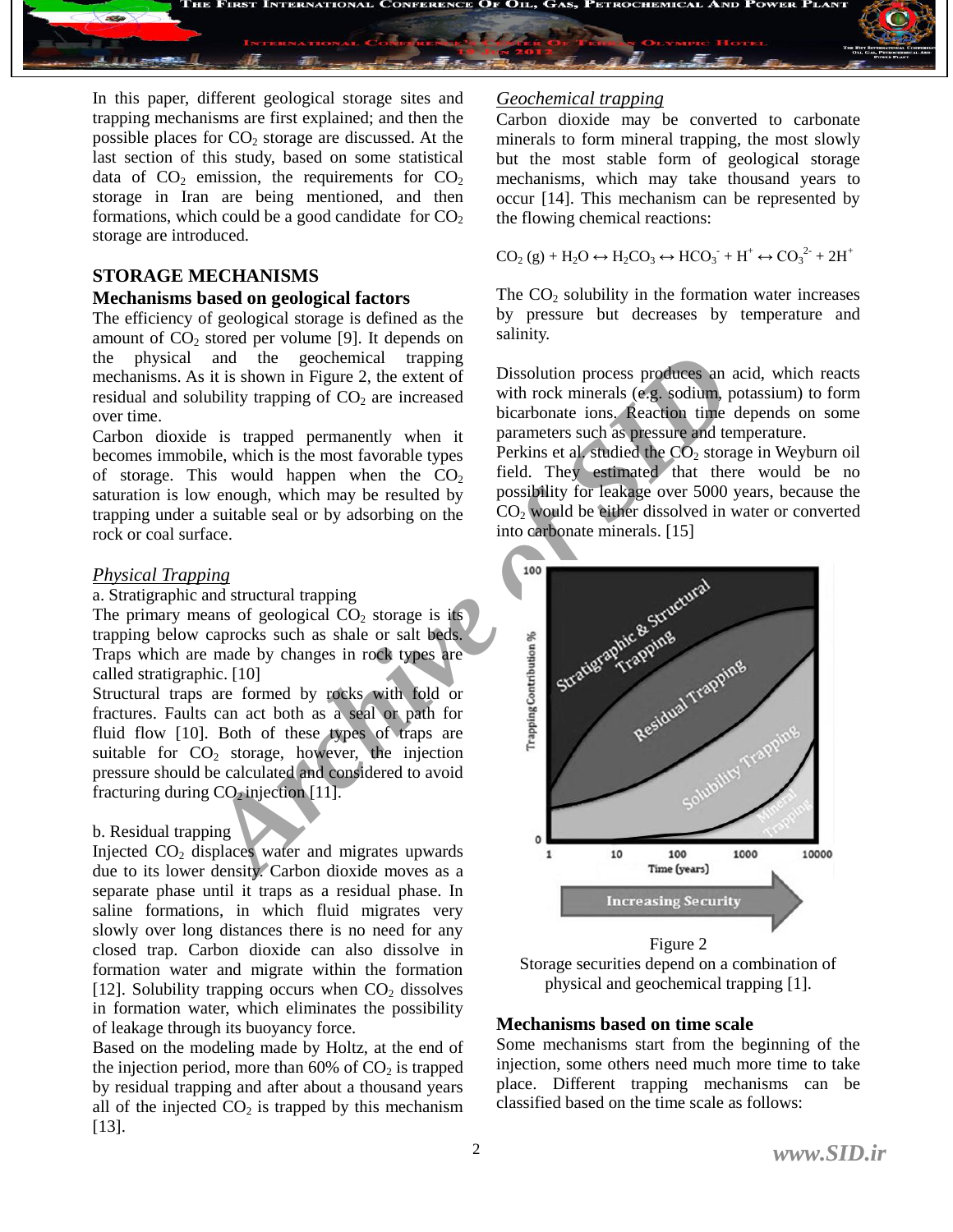In this paper, different geological storage sites and trapping mechanisms are first explained; and then the possible places for $CO_2$ storage are discussed. At the last section of this study, based on some statistical data of $CO_2$ emission, the requirements for $CO_2$ storage in Iran are being mentioned, and then formations, which could be a good candidate for $CO_2$ storage are introduced.

## STORAGE MECHANISMS

### Mechanisms based on geological factors

The efficiency of geological storage is defined as the amount of $CO_2$ stored per volume [9]. It depends on the physical and the geochemical trapping mechanisms. As it is shown in Figure 2, the extent of residual and solubility trapping of $CO_2$ are increased over time.

Carbon dioxide is trapped permanently when it becomes immobile, which is the most favorable types of storage. This would happen when the $CO_2$ saturation is low enough, which may be resulted by trapping under a suitable seal or by adsorbing on the rock or coal surface.

*Physical Trapping*

a. Stratigraphic and structural trapping

The primary means of geological $CO_2$ storage is its trapping below caprocks such as shale or salt beds. Traps which are made by changes in rock types are called stratigraphic. [10]

Structural traps are formed by rocks with fold or fractures. Faults can act both as a seal or path for fluid flow [10]. Both of these types of traps are suitable for $CO_2$ storage, however, the injection pressure should be calculated and considered to avoid fracturing during $CO_2$ injection [11].

b. Residual trapping

Injected $CO_2$ displaces water and migrates upwards due to its lower density. Carbon dioxide moves as a separate phase until it traps as a residual phase. In saline formations, in which fluid migrates very slowly over long distances there is no need for any closed trap. Carbon dioxide can also dissolve in formation water and migrate within the formation [12]. Solubility trapping occurs when $CO_2$ dissolves in formation water, which eliminates the possibility of leakage through its buoyancy force.

Based on the modeling made by Holtz, at the end of the injection period, more than 60% of $CO_2$ is trapped by residual trapping and after about a thousand years all of the injected $CO_2$ is trapped by this mechanism [13].

*Geochemical trapping*

Carbon dioxide may be converted to carbonate minerals to form mineral trapping, the most slowly but the most stable form of geological storage mechanisms, which may take thousand years to occur [14]. This mechanism can be represented by the flowing chemical reactions:

$$CO_2\,(g) + H_2O \leftrightarrow H_2CO_3 \leftrightarrow HCO_3^- + H^+ \leftrightarrow CO_3^{2-} + 2H^+$$

The $CO_2$ solubility in the formation water increases by pressure but decreases by temperature and salinity.

Dissolution process produces an acid, which reacts with rock minerals (e.g. sodium, potassium) to form bicarbonate ions. Reaction time depends on some parameters such as pressure and temperature.

Perkins et al. studied the $CO_2$ storage in Weyburn oil field. They estimated that there would be no possibility for leakage over 5000 years, because the $CO_2$ would be either dissolved in water or converted into carbonate minerals. [15]

Figure 2

Storage securities depend on a combination of physical and geochemical trapping [1].

### Mechanisms based on time scale

Some mechanisms start from the beginning of the injection, some others need much more time to take place. Different trapping mechanisms can be classified based on the time scale as follows: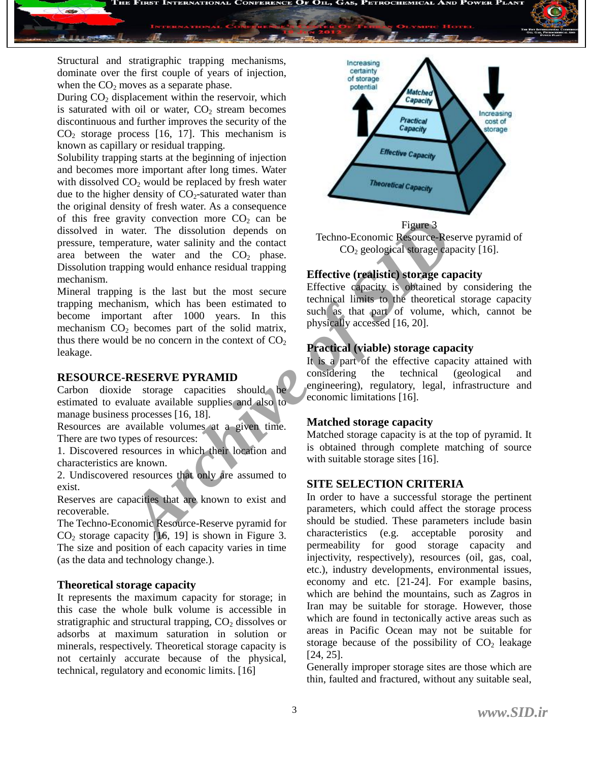Structural and stratigraphic trapping mechanisms, dominate over the first couple of years of injection, when the $CO_2$ moves as a separate phase.

During $CO_2$ displacement within the reservoir, which is saturated with oil or water, $CO_2$ stream becomes discontinuous and further improves the security of the $CO_2$ storage process [16, 17]. This mechanism is known as capillary or residual trapping.

Solubility trapping starts at the beginning of injection and becomes more important after long times. Water with dissolved $CO_2$ would be replaced by fresh water due to the higher density of $CO_2$-saturated water than the original density of fresh water. As a consequence of this free gravity convection more $CO_2$ can be dissolved in water. The dissolution depends on pressure, temperature, water salinity and the contact area between the water and the $CO_2$ phase. Dissolution trapping would enhance residual trapping mechanism.

Mineral trapping is the last but the most secure trapping mechanism, which has been estimated to become important after 1000 years. In this mechanism $CO_2$ becomes part of the solid matrix, thus there would be no concern in the context of $CO_2$ leakage.

## RESOURCE-RESERVE PYRAMID

Carbon dioxide storage capacities should be estimated to evaluate available supplies and also to manage business processes [16, 18].

Resources are available volumes at a given time. There are two types of resources:

1. Discovered resources in which their location and characteristics are known.
2. Undiscovered resources that only are assumed to exist.

Reserves are capacities that are known to exist and recoverable.

The Techno-Economic Resource-Reserve pyramid for $CO_2$ storage capacity [16, 19] is shown in Figure 3. The size and position of each capacity varies in time (as the data and technology change.).

### Theoretical storage capacity

It represents the maximum capacity for storage; in this case the whole bulk volume is accessible in stratigraphic and structural trapping, $CO_2$ dissolves or adsorbs at maximum saturation in solution or minerals, respectively. Theoretical storage capacity is not certainly accurate because of the physical, technical, regulatory and economic limits. [16]

Figure 3
Techno-Economic Resource-Reserve pyramid of $CO_2$ geological storage capacity [16].

### Effective (realistic) storage capacity

Effective capacity is obtained by considering the technical limits to the theoretical storage capacity such as that part of volume, which, cannot be physically accessed [16, 20].

### Practical (viable) storage capacity

It is a part of the effective capacity attained with considering the technical (geological and engineering), regulatory, legal, infrastructure and economic limitations [16].

### Matched storage capacity

Matched storage capacity is at the top of pyramid. It is obtained through complete matching of source with suitable storage sites [16].

## SITE SELECTION CRITERIA

In order to have a successful storage the pertinent parameters, which could affect the storage process should be studied. These parameters include basin characteristics (e.g. acceptable porosity and permeability for good storage capacity and injectivity, respectively), resources (oil, gas, coal, etc.), industry developments, environmental issues, economy and etc. [21-24]. For example basins, which are behind the mountains, such as Zagros in Iran may be suitable for storage. However, those which are found in tectonically active areas such as areas in Pacific Ocean may not be suitable for storage because of the possibility of $CO_2$ leakage [24, 25].

Generally improper storage sites are those which are thin, faulted and fractured, without any suitable seal,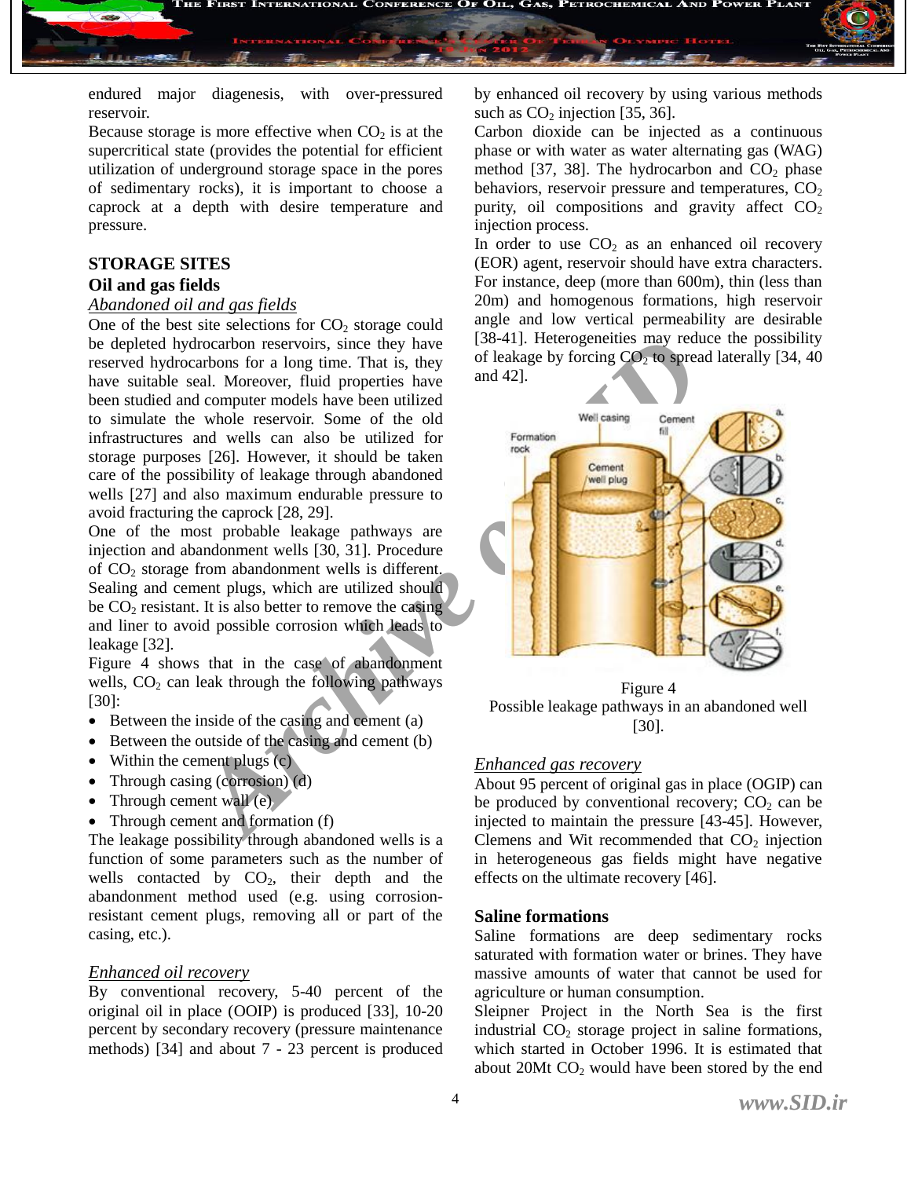endured major diagenesis, with over-pressured reservoir.

Because storage is more effective when $CO_2$ is at the supercritical state (provides the potential for efficient utilization of underground storage space in the pores of sedimentary rocks), it is important to choose a caprock at a depth with desire temperature and pressure.

## STORAGE SITES

### Oil and gas fields

*Abandoned oil and gas fields*

One of the best site selections for $CO_2$ storage could be depleted hydrocarbon reservoirs, since they have reserved hydrocarbons for a long time. That is, they have suitable seal. Moreover, fluid properties have been studied and computer models have been utilized to simulate the whole reservoir. Some of the old infrastructures and wells can also be utilized for storage purposes [26]. However, it should be taken care of the possibility of leakage through abandoned wells [27] and also maximum endurable pressure to avoid fracturing the caprock [28, 29].

One of the most probable leakage pathways are injection and abandonment wells [30, 31]. Procedure of $CO_2$ storage from abandonment wells is different. Sealing and cement plugs, which are utilized should be $CO_2$ resistant. It is also better to remove the casing and liner to avoid possible corrosion which leads to leakage [32].

Figure 4 shows that in the case of abandonment wells, $CO_2$ can leak through the following pathways [30]:

- Between the inside of the casing and cement (a)
- Between the outside of the casing and cement (b)
- Within the cement plugs (c)
- Through casing (corrosion) (d)
- Through cement wall (e)
- Through cement and formation (f)

The leakage possibility through abandoned wells is a function of some parameters such as the number of wells contacted by $CO_2$, their depth and the abandonment method used (e.g. using corrosion-resistant cement plugs, removing all or part of the casing, etc.).

*Enhanced oil recovery*

By conventional recovery, 5-40 percent of the original oil in place (OOIP) is produced [33], 10-20 percent by secondary recovery (pressure maintenance methods) [34] and about 7 - 23 percent is produced by enhanced oil recovery by using various methods such as $CO_2$ injection [35, 36].

Carbon dioxide can be injected as a continuous phase or with water as water alternating gas (WAG) method [37, 38]. The hydrocarbon and $CO_2$ phase behaviors, reservoir pressure and temperatures, $CO_2$ purity, oil compositions and gravity affect $CO_2$ injection process.

In order to use $CO_2$ as an enhanced oil recovery (EOR) agent, reservoir should have extra characters. For instance, deep (more than 600m), thin (less than 20m) and homogenous formations, high reservoir angle and low vertical permeability are desirable [38-41]. Heterogeneities may reduce the possibility of leakage by forcing $CO_2$ to spread laterally [34, 40 and 42].

Figure 4
Possible leakage pathways in an abandoned well [30].

*Enhanced gas recovery*

About 95 percent of original gas in place (OGIP) can be produced by conventional recovery; $CO_2$ can be injected to maintain the pressure [43-45]. However, Clemens and Wit recommended that $CO_2$ injection in heterogeneous gas fields might have negative effects on the ultimate recovery [46].

### Saline formations

Saline formations are deep sedimentary rocks saturated with formation water or brines. They have massive amounts of water that cannot be used for agriculture or human consumption.

Sleipner Project in the North Sea is the first industrial $CO_2$ storage project in saline formations, which started in October 1996. It is estimated that about 20Mt $CO_2$ would have been stored by the end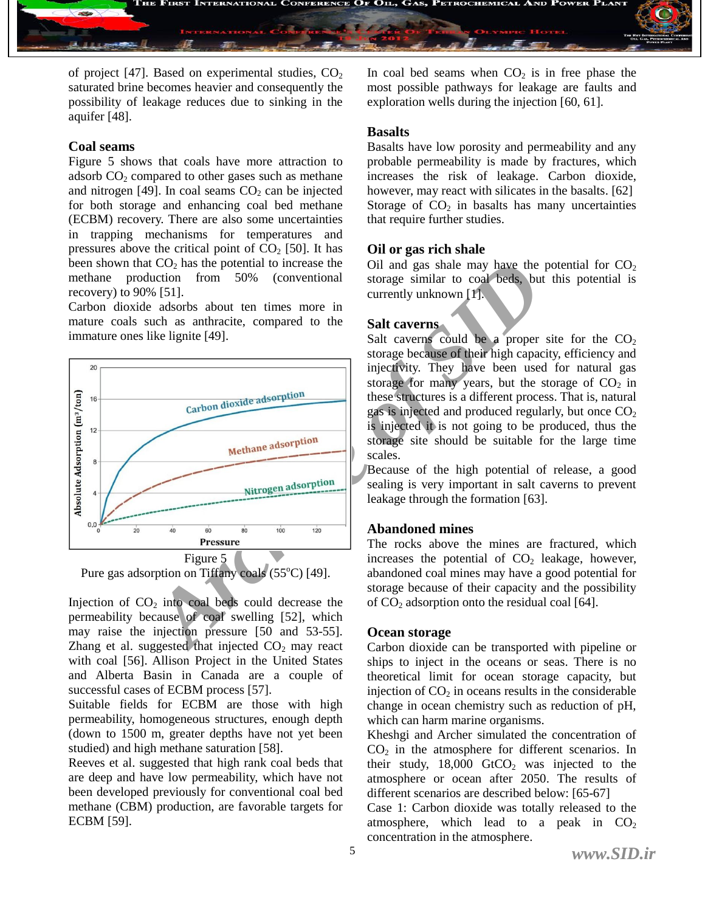of project [47]. Based on experimental studies, $CO_2$ saturated brine becomes heavier and consequently the possibility of leakage reduces due to sinking in the aquifer [48].

### Coal seams

Figure 5 shows that coals have more attraction to adsorb $CO_2$ compared to other gases such as methane and nitrogen [49]. In coal seams $CO_2$ can be injected for both storage and enhancing coal bed methane (ECBM) recovery. There are also some uncertainties in trapping mechanisms for temperatures and pressures above the critical point of $CO_2$ [50]. It has been shown that $CO_2$ has the potential to increase the methane production from 50% (conventional recovery) to 90% [51].

Carbon dioxide adsorbs about ten times more in mature coals such as anthracite, compared to the immature ones like lignite [49].

Figure 5
Pure gas adsorption on Tiffany coals (55°C) [49].

Injection of $CO_2$ into coal beds could decrease the permeability because of coal swelling [52], which may raise the injection pressure [50 and 53-55]. Zhang et al. suggested that injected $CO_2$ may react with coal [56]. Allison Project in the United States and Alberta Basin in Canada are a couple of successful cases of ECBM process [57].

Suitable fields for ECBM are those with high permeability, homogeneous structures, enough depth (down to 1500 m, greater depths have not yet been studied) and high methane saturation [58].

Reeves et al. suggested that high rank coal beds that are deep and have low permeability, which have not been developed previously for conventional coal bed methane (CBM) production, are favorable targets for ECBM [59].

In coal bed seams when $CO_2$ is in free phase the most possible pathways for leakage are faults and exploration wells during the injection [60, 61].

### Basalts

Basalts have low porosity and permeability and any probable permeability is made by fractures, which increases the risk of leakage. Carbon dioxide, however, may react with silicates in the basalts. [62] Storage of $CO_2$ in basalts has many uncertainties that require further studies.

### Oil or gas rich shale

Oil and gas shale may have the potential for $CO_2$ storage similar to coal beds, but this potential is currently unknown [1].

### Salt caverns

Salt caverns could be a proper site for the $CO_2$ storage because of their high capacity, efficiency and injectivity. They have been used for natural gas storage for many years, but the storage of $CO_2$ in these structures is a different process. That is, natural gas is injected and produced regularly, but once $CO_2$ is injected it is not going to be produced, thus the storage site should be suitable for the large time scales.

Because of the high potential of release, a good sealing is very important in salt caverns to prevent leakage through the formation [63].

### Abandoned mines

The rocks above the mines are fractured, which increases the potential of $CO_2$ leakage, however, abandoned coal mines may have a good potential for storage because of their capacity and the possibility of $CO_2$ adsorption onto the residual coal [64].

### Ocean storage

Carbon dioxide can be transported with pipeline or ships to inject in the oceans or seas. There is no theoretical limit for ocean storage capacity, but injection of $CO_2$ in oceans results in the considerable change in ocean chemistry such as reduction of pH, which can harm marine organisms.

Kheshgi and Archer simulated the concentration of $CO_2$ in the atmosphere for different scenarios. In their study, 18,000 $GtCO_2$ was injected to the atmosphere or ocean after 2050. The results of different scenarios are described below: [65-67]

Case 1: Carbon dioxide was totally released to the atmosphere, which lead to a peak in $CO_2$ concentration in the atmosphere.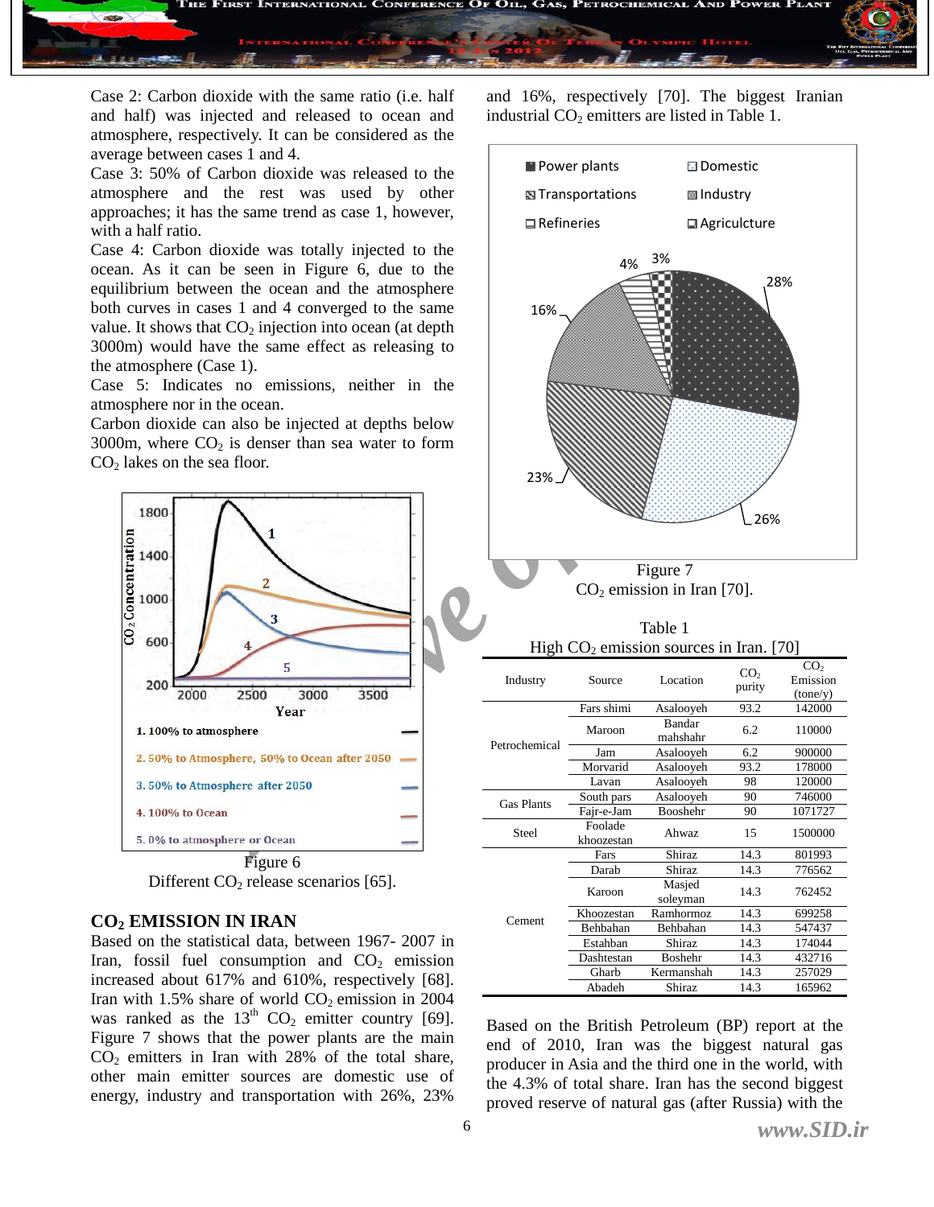Case 2: Carbon dioxide with the same ratio (i.e. half and half) was injected and released to ocean and atmosphere, respectively. It can be considered as the average between cases 1 and 4.

Case 3: 50% of Carbon dioxide was released to the atmosphere and the rest was used by other approaches; it has the same trend as case 1, however, with a half ratio.

Case 4: Carbon dioxide was totally injected to the ocean. As it can be seen in Figure 6, due to the equilibrium between the ocean and the atmosphere both curves in cases 1 and 4 converged to the same value. It shows that $CO_2$ injection into ocean (at depth 3000m) would have the same effect as releasing to the atmosphere (Case 1).

Case 5: Indicates no emissions, neither in the atmosphere nor in the ocean.

Carbon dioxide can also be injected at depths below 3000m, where $CO_2$ is denser than sea water to form $CO_2$ lakes on the sea floor.

Figure 6
Different $CO_2$ release scenarios [65].

## $CO_2$ EMISSION IN IRAN

Based on the statistical data, between 1967- 2007 in Iran, fossil fuel consumption and $CO_2$ emission increased about 617% and 610%, respectively [68]. Iran with 1.5% share of world $CO_2$ emission in 2004 was ranked as the 13th $CO_2$ emitter country [69]. Figure 7 shows that the power plants are the main $CO_2$ emitters in Iran with 28% of the total share, other main emitter sources are domestic use of energy, industry and transportation with 26%, 23% and 16%, respectively [70]. The biggest Iranian industrial $CO_2$ emitters are listed in Table 1.

Figure 7
$CO_2$ emission in Iran [70].

Table 1
High $CO_2$ emission sources in Iran. [70]

| Industry | Source | Location | $CO_2$ purity | $CO_2$ Emission (tone/y) |
|---|---|---|---|---|
| Petrochemical | Fars shimi | Asalooyeh | 93.2 | 142000 |
| | Maroon | Bandar mahshahr | 6.2 | 110000 |
| | Jam | Asalooyeh | 6.2 | 900000 |
| | Morvarid | Asalooyeh | 93.2 | 178000 |
| | Lavan | Asalooyeh | 98 | 120000 |
| Gas Plants | South pars | Asalooyeh | 90 | 746000 |
| | Fajr-e-Jam | Booshehr | 90 | 1071727 |
| Steel | Foolade khoozestan | Ahwaz | 15 | 1500000 |
| Cement | Fars | Shiraz | 14.3 | 801993 |
| | Darab | Shiraz | 14.3 | 776562 |
| | Karoon | Masjed soleyman | 14.3 | 762452 |
| | Khoozestan | Ramhormoz | 14.3 | 699258 |
| | Behbahan | Behbahan | 14.3 | 547437 |
| | Estahban | Shiraz | 14.3 | 174044 |
| | Dashtestan | Boshehr | 14.3 | 432716 |
| | Gharb | Kermanshah | 14.3 | 257029 |
| | Abadeh | Shiraz | 14.3 | 165962 |

Based on the British Petroleum (BP) report at the end of 2010, Iran was the biggest natural gas producer in Asia and the third one in the world, with the 4.3% of total share. Iran has the second biggest proved reserve of natural gas (after Russia) with the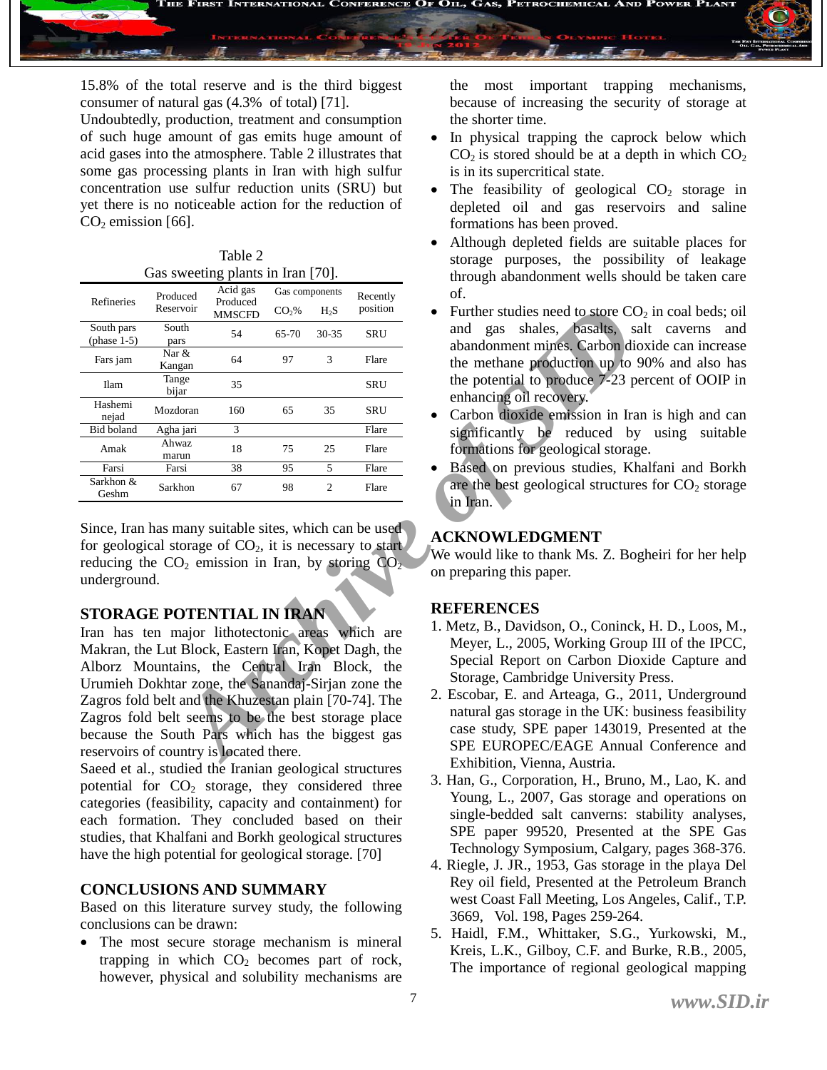15.8% of the total reserve and is the third biggest consumer of natural gas (4.3% of total) [71].

Undoubtedly, production, treatment and consumption of such huge amount of gas emits huge amount of acid gases into the atmosphere. Table 2 illustrates that some gas processing plants in Iran with high sulfur concentration use sulfur reduction units (SRU) but yet there is no noticeable action for the reduction of $CO_2$ emission [66].

Table 2
Gas sweetening plants in Iran [70].

| Refineries | Produced Reservoir | Acid gas Produced MMSCFD | Gas components | | Recently position |
|---|---|---|---|---|---|
| | | | $CO_2$% | $H_2S$ | |
| South pars (phase 1-5) | South pars | 54 | 65-70 | 30-35 | SRU |
| Fars jam | Nar & Kangan | 64 | 97 | 3 | Flare |
| Ilam | Tange bijar | 35 | | | SRU |
| Hashemi nejad | Mozdoran | 160 | 65 | 35 | SRU |
| Bid boland | Agha jari | 3 | | | Flare |
| Amak | Ahwaz marun | 18 | 75 | 25 | Flare |
| Farsi | Farsi | 38 | 95 | 5 | Flare |
| Sarkhon & Geshm | Sarkhon | 67 | 98 | 2 | Flare |

Since, Iran has many suitable sites, which can be used for geological storage of $CO_2$, it is necessary to start reducing the $CO_2$ emission in Iran, by storing $CO_2$ underground.

## STORAGE POTENTIAL IN IRAN

Iran has ten major lithotectonic areas which are Makran, the Lut Block, Eastern Iran, Kopet Dagh, the Alborz Mountains, the Central Iran Block, the Urumieh Dokhtar zone, the Sanandaj-Sirjan zone the Zagros fold belt and the Khuzestan plain [70-74]. The Zagros fold belt seems to be the best storage place because the South Pars which has the biggest gas reservoirs of country is located there.

Saeed et al., studied the Iranian geological structures potential for $CO_2$ storage, they considered three categories (feasibility, capacity and containment) for each formation. They concluded based on their studies, that Khalfani and Borkh geological structures have the high potential for geological storage. [70]

## CONCLUSIONS AND SUMMARY

Based on this literature survey study, the following conclusions can be drawn:

- The most secure storage mechanism is mineral trapping in which $CO_2$ becomes part of rock, however, physical and solubility mechanisms are the most important trapping mechanisms, because of increasing the security of storage at the shorter time.
- In physical trapping the caprock below which $CO_2$ is stored should be at a depth in which $CO_2$ is in its supercritical state.
- The feasibility of geological $CO_2$ storage in depleted oil and gas reservoirs and saline formations has been proved.
- Although depleted fields are suitable places for storage purposes, the possibility of leakage through abandonment wells should be taken care of.
- Further studies need to store $CO_2$ in coal beds; oil and gas shales, basalts, salt caverns and abandonment mines. Carbon dioxide can increase the methane production up to 90% and also has the potential to produce 7-23 percent of OOIP in enhancing oil recovery.
- Carbon dioxide emission in Iran is high and can significantly be reduced by using suitable formations for geological storage.
- Based on previous studies, Khalfani and Borkh are the best geological structures for $CO_2$ storage in Iran.

## ACKNOWLEDGMENT

We would like to thank Ms. Z. Bogheiri for her help on preparing this paper.

## REFERENCES

1. Metz, B., Davidson, O., Coninck, H. D., Loos, M., Meyer, L., 2005, Working Group III of the IPCC, Special Report on Carbon Dioxide Capture and Storage, Cambridge University Press.
2. Escobar, E. and Arteaga, G., 2011, Underground natural gas storage in the UK: business feasibility case study, SPE paper 143019, Presented at the SPE EUROPEC/EAGE Annual Conference and Exhibition, Vienna, Austria.
3. Han, G., Corporation, H., Bruno, M., Lao, K. and Young, L., 2007, Gas storage and operations on single-bedded salt canverns: stability analyses, SPE paper 99520, Presented at the SPE Gas Technology Symposium, Calgary, pages 368-376.
4. Riegle, J. JR., 1953, Gas storage in the playa Del Rey oil field, Presented at the Petroleum Branch west Coast Fall Meeting, Los Angeles, Calif., T.P. 3669, Vol. 198, Pages 259-264.
5. Haidl, F.M., Whittaker, S.G., Yurkowski, M., Kreis, L.K., Gilboy, C.F. and Burke, R.B., 2005, The importance of regional geological mapping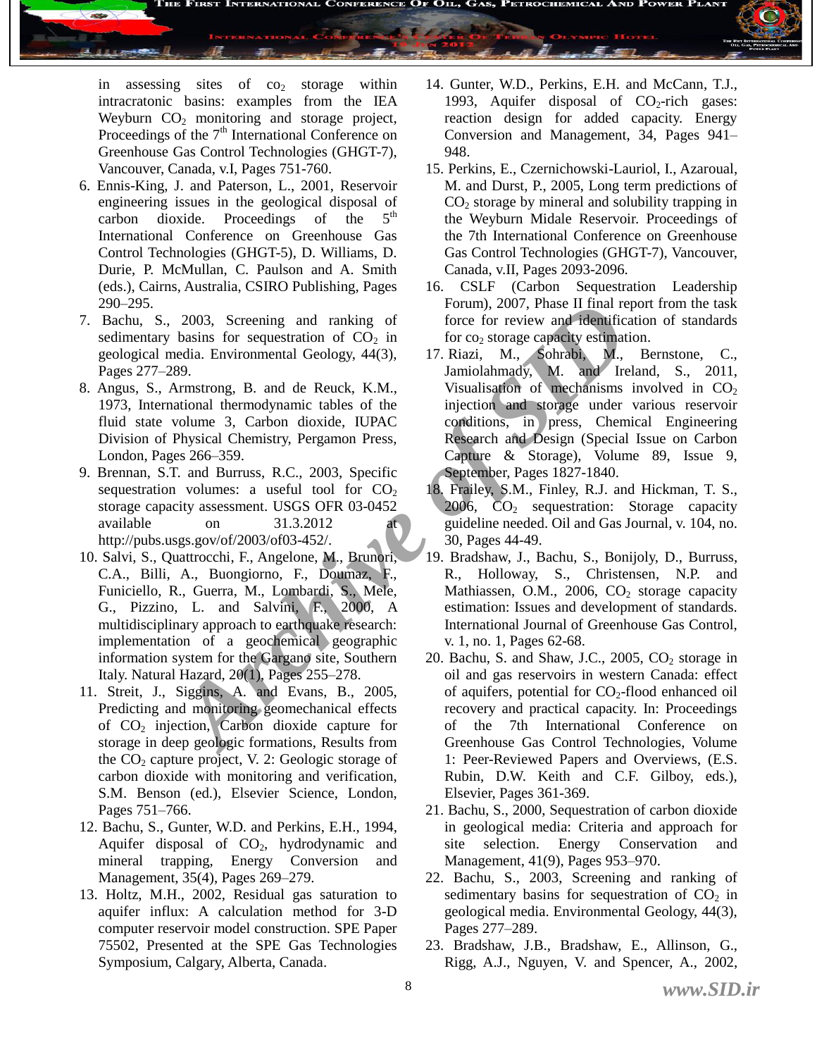in assessing sites of $co_2$ storage within intracratonic basins: examples from the IEA Weyburn $CO_2$ monitoring and storage project, Proceedings of the 7th International Conference on Greenhouse Gas Control Technologies (GHGT-7), Vancouver, Canada, v.I, Pages 751-760.

6. Ennis-King, J. and Paterson, L., 2001, Reservoir engineering issues in the geological disposal of carbon dioxide. Proceedings of the 5th International Conference on Greenhouse Gas Control Technologies (GHGT-5), D. Williams, D. Durie, P. McMullan, C. Paulson and A. Smith (eds.), Cairns, Australia, CSIRO Publishing, Pages 290–295.
7. Bachu, S., 2003, Screening and ranking of sedimentary basins for sequestration of $CO_2$ in geological media. Environmental Geology, 44(3), Pages 277–289.
8. Angus, S., Armstrong, B. and de Reuck, K.M., 1973, International thermodynamic tables of the fluid state volume 3, Carbon dioxide, IUPAC Division of Physical Chemistry, Pergamon Press, London, Pages 266–359.
9. Brennan, S.T. and Burruss, R.C., 2003, Specific sequestration volumes: a useful tool for $CO_2$ storage capacity assessment. USGS OFR 03-0452 available on 31.3.2012 at http://pubs.usgs.gov/of/2003/of03-452/.
10. Salvi, S., Quattrocchi, F., Angelone, M., Brunori, C.A., Billi, A., Buongiorno, F., Doumaz, F., Funiciello, R., Guerra, M., Lombardi, S., Mele, G., Pizzino, L. and Salvini, F., 2000, A multidisciplinary approach to earthquake research: implementation of a geochemical geographic information system for the Gargano site, Southern Italy. Natural Hazard, 20(1), Pages 255–278.
11. Streit, J., Siggins, A. and Evans, B., 2005, Predicting and monitoring geomechanical effects of $CO_2$ injection, Carbon dioxide capture for storage in deep geologic formations, Results from the $CO_2$ capture project, V. 2: Geologic storage of carbon dioxide with monitoring and verification, S.M. Benson (ed.), Elsevier Science, London, Pages 751–766.
12. Bachu, S., Gunter, W.D. and Perkins, E.H., 1994, Aquifer disposal of $CO_2$, hydrodynamic and mineral trapping, Energy Conversion and Management, 35(4), Pages 269–279.
13. Holtz, M.H., 2002, Residual gas saturation to aquifer influx: A calculation method for 3-D computer reservoir model construction. SPE Paper 75502, Presented at the SPE Gas Technologies Symposium, Calgary, Alberta, Canada.
14. Gunter, W.D., Perkins, E.H. and McCann, T.J., 1993, Aquifer disposal of $CO_2$-rich gases: reaction design for added capacity. Energy Conversion and Management, 34, Pages 941–948.
15. Perkins, E., Czernichowski-Lauriol, I., Azaroual, M. and Durst, P., 2005, Long term predictions of $CO_2$ storage by mineral and solubility trapping in the Weyburn Midale Reservoir. Proceedings of the 7th International Conference on Greenhouse Gas Control Technologies (GHGT-7), Vancouver, Canada, v.II, Pages 2093-2096.
16. CSLF (Carbon Sequestration Leadership Forum), 2007, Phase II final report from the task force for review and identification of standards for $co_2$ storage capacity estimation.
17. Riazi, M., Sohrabi, M., Bernstone, C., Jamiolahmady, M. and Ireland, S., 2011, Visualisation of mechanisms involved in $CO_2$ injection and storage under various reservoir conditions, in press, Chemical Engineering Research and Design (Special Issue on Carbon Capture & Storage), Volume 89, Issue 9, September, Pages 1827-1840.
18. Frailey, S.M., Finley, R.J. and Hickman, T. S., 2006, $CO_2$ sequestration: Storage capacity guideline needed. Oil and Gas Journal, v. 104, no. 30, Pages 44-49.
19. Bradshaw, J., Bachu, S., Bonijoly, D., Burruss, R., Holloway, S., Christensen, N.P. and Mathiassen, O.M., 2006, $CO_2$ storage capacity estimation: Issues and development of standards. International Journal of Greenhouse Gas Control, v. 1, no. 1, Pages 62-68.
20. Bachu, S. and Shaw, J.C., 2005, $CO_2$ storage in oil and gas reservoirs in western Canada: effect of aquifers, potential for $CO_2$-flood enhanced oil recovery and practical capacity. In: Proceedings of the 7th International Conference on Greenhouse Gas Control Technologies, Volume 1: Peer-Reviewed Papers and Overviews, (E.S. Rubin, D.W. Keith and C.F. Gilboy, eds.), Elsevier, Pages 361-369.
21. Bachu, S., 2000, Sequestration of carbon dioxide in geological media: Criteria and approach for site selection. Energy Conservation and Management, 41(9), Pages 953–970.
22. Bachu, S., 2003, Screening and ranking of sedimentary basins for sequestration of $CO_2$ in geological media. Environmental Geology, 44(3), Pages 277–289.
23. Bradshaw, J.B., Bradshaw, E., Allinson, G., Rigg, A.J., Nguyen, V. and Spencer, A., 2002,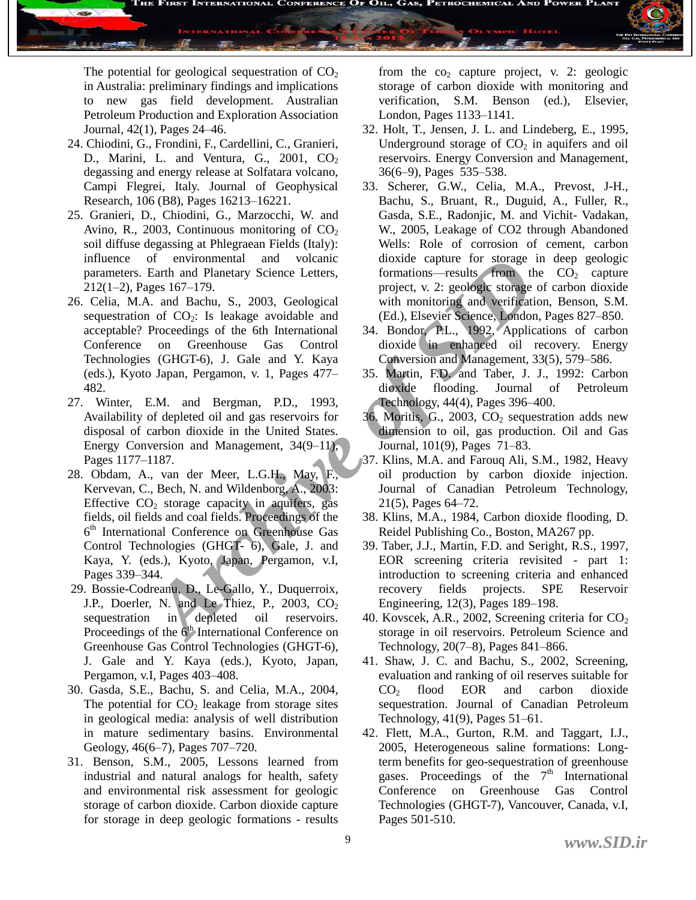The potential for geological sequestration of $CO_2$ in Australia: preliminary findings and implications to new gas field development. Australian Petroleum Production and Exploration Association Journal, 42(1), Pages 24–46.

24. Chiodini, G., Frondini, F., Cardellini, C., Granieri, D., Marini, L. and Ventura, G., 2001, $CO_2$ degassing and energy release at Solfatara volcano, Campi Flegrei, Italy. Journal of Geophysical Research, 106 (B8), Pages 16213–16221.
25. Granieri, D., Chiodini, G., Marzocchi, W. and Avino, R., 2003, Continuous monitoring of $CO_2$ soil diffuse degassing at Phlegraean Fields (Italy): influence of environmental and volcanic parameters. Earth and Planetary Science Letters, 212(1–2), Pages 167–179.
26. Celia, M.A. and Bachu, S., 2003, Geological sequestration of $CO_2$: Is leakage avoidable and acceptable? Proceedings of the 6th International Conference on Greenhouse Gas Control Technologies (GHGT-6), J. Gale and Y. Kaya (eds.), Kyoto Japan, Pergamon, v. 1, Pages 477–482.
27. Winter, E.M. and Bergman, P.D., 1993, Availability of depleted oil and gas reservoirs for disposal of carbon dioxide in the United States. Energy Conversion and Management, 34(9–11), Pages 1177–1187.
28. Obdam, A., van der Meer, L.G.H., May, F., Kervevan, C., Bech, N. and Wildenborg, A., 2003: Effective $CO_2$ storage capacity in aquifers, gas fields, oil fields and coal fields. Proceedings of the 6th International Conference on Greenhouse Gas Control Technologies (GHGT- 6), Gale, J. and Kaya, Y. (eds.), Kyoto, Japan, Pergamon, v.I, Pages 339–344.
29. Bossie-Codreanu, D., Le-Gallo, Y., Duquerroix, J.P., Doerler, N. and Le Thiez, P., 2003, $CO_2$ sequestration in depleted oil reservoirs. Proceedings of the 6th International Conference on Greenhouse Gas Control Technologies (GHGT-6), J. Gale and Y. Kaya (eds.), Kyoto, Japan, Pergamon, v.I, Pages 403–408.
30. Gasda, S.E., Bachu, S. and Celia, M.A., 2004, The potential for $CO_2$ leakage from storage sites in geological media: analysis of well distribution in mature sedimentary basins. Environmental Geology, 46(6–7), Pages 707–720.
31. Benson, S.M., 2005, Lessons learned from industrial and natural analogs for health, safety and environmental risk assessment for geologic storage of carbon dioxide. Carbon dioxide capture for storage in deep geologic formations - results from the $co_2$ capture project, v. 2: geologic storage of carbon dioxide with monitoring and verification, S.M. Benson (ed.), Elsevier, London, Pages 1133–1141.
32. Holt, T., Jensen, J. L. and Lindeberg, E., 1995, Underground storage of $CO_2$ in aquifers and oil reservoirs. Energy Conversion and Management, 36(6–9), Pages 535–538.
33. Scherer, G.W., Celia, M.A., Prevost, J-H., Bachu, S., Bruant, R., Duguid, A., Fuller, R., Gasda, S.E., Radonjic, M. and Vichit- Vadakan, W., 2005, Leakage of CO2 through Abandoned Wells: Role of corrosion of cement, carbon dioxide capture for storage in deep geologic formations—results from the $CO_2$ capture project, v. 2: geologic storage of carbon dioxide with monitoring and verification, Benson, S.M. (Ed.), Elsevier Science, London, Pages 827–850.
34. Bondor, P.L., 1992, Applications of carbon dioxide in enhanced oil recovery. Energy Conversion and Management, 33(5), 579–586.
35. Martin, F.D. and Taber, J. J., 1992: Carbon dioxide flooding. Journal of Petroleum Technology, 44(4), Pages 396–400.
36. Moritis, G., 2003, $CO_2$ sequestration adds new dimension to oil, gas production. Oil and Gas Journal, 101(9), Pages 71–83.
37. Klins, M.A. and Farouq Ali, S.M., 1982, Heavy oil production by carbon dioxide injection. Journal of Canadian Petroleum Technology, 21(5), Pages 64–72.
38. Klins, M.A., 1984, Carbon dioxide flooding, D. Reidel Publishing Co., Boston, MA267 pp.
39. Taber, J.J., Martin, F.D. and Seright, R.S., 1997, EOR screening criteria revisited - part 1: introduction to screening criteria and enhanced recovery fields projects. SPE Reservoir Engineering, 12(3), Pages 189–198.
40. Kovscek, A.R., 2002, Screening criteria for $CO_2$ storage in oil reservoirs. Petroleum Science and Technology, 20(7–8), Pages 841–866.
41. Shaw, J. C. and Bachu, S., 2002, Screening, evaluation and ranking of oil reserves suitable for $CO_2$ flood EOR and carbon dioxide sequestration. Journal of Canadian Petroleum Technology, 41(9), Pages 51–61.
42. Flett, M.A., Gurton, R.M. and Taggart, I.J., 2005, Heterogeneous saline formations: Long-term benefits for geo-sequestration of greenhouse gases. Proceedings of the 7th International Conference on Greenhouse Gas Control Technologies (GHGT-7), Vancouver, Canada, v.I, Pages 501-510.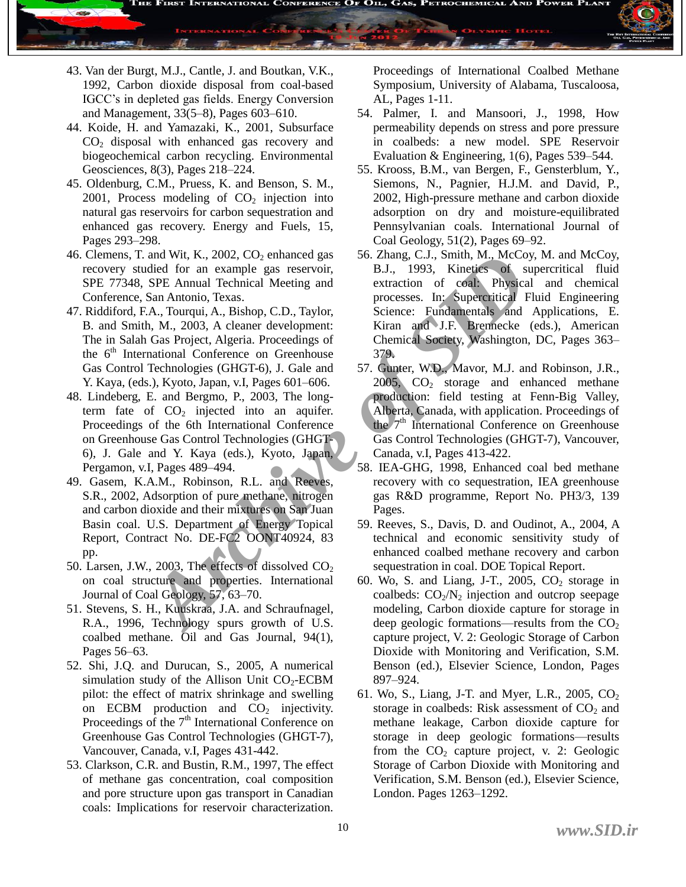43. Van der Burgt, M.J., Cantle, J. and Boutkan, V.K., 1992, Carbon dioxide disposal from coal-based IGCC's in depleted gas fields. Energy Conversion and Management, 33(5–8), Pages 603–610.
44. Koide, H. and Yamazaki, K., 2001, Subsurface $CO_2$ disposal with enhanced gas recovery and biogeochemical carbon recycling. Environmental Geosciences, 8(3), Pages 218–224.
45. Oldenburg, C.M., Pruess, K. and Benson, S. M., 2001, Process modeling of $CO_2$ injection into natural gas reservoirs for carbon sequestration and enhanced gas recovery. Energy and Fuels, 15, Pages 293–298.
46. Clemens, T. and Wit, K., 2002, $CO_2$ enhanced gas recovery studied for an example gas reservoir, SPE 77348, SPE Annual Technical Meeting and Conference, San Antonio, Texas.
47. Riddiford, F.A., Tourqui, A., Bishop, C.D., Taylor, B. and Smith, M., 2003, A cleaner development: The in Salah Gas Project, Algeria. Proceedings of the 6th International Conference on Greenhouse Gas Control Technologies (GHGT-6), J. Gale and Y. Kaya, (eds.), Kyoto, Japan, v.I, Pages 601–606.
48. Lindeberg, E. and Bergmo, P., 2003, The long-term fate of $CO_2$ injected into an aquifer. Proceedings of the 6th International Conference on Greenhouse Gas Control Technologies (GHGT-6), J. Gale and Y. Kaya (eds.), Kyoto, Japan, Pergamon, v.I, Pages 489–494.
49. Gasem, K.A.M., Robinson, R.L. and Reeves, S.R., 2002, Adsorption of pure methane, nitrogen and carbon dioxide and their mixtures on San Juan Basin coal. U.S. Department of Energy Topical Report, Contract No. DE-FC2 OONT40924, 83 pp.
50. Larsen, J.W., 2003, The effects of dissolved $CO_2$ on coal structure and properties. International Journal of Coal Geology, 57, 63–70.
51. Stevens, S. H., Kuuskraa, J.A. and Schraufnagel, R.A., 1996, Technology spurs growth of U.S. coalbed methane. Oil and Gas Journal, 94(1), Pages 56–63.
52. Shi, J.Q. and Durucan, S., 2005, A numerical simulation study of the Allison Unit $CO_2$-ECBM pilot: the effect of matrix shrinkage and swelling on ECBM production and $CO_2$ injectivity. Proceedings of the 7th International Conference on Greenhouse Gas Control Technologies (GHGT-7), Vancouver, Canada, v.I, Pages 431-442.
53. Clarkson, C.R. and Bustin, R.M., 1997, The effect of methane gas concentration, coal composition and pore structure upon gas transport in Canadian coals: Implications for reservoir characterization. Proceedings of International Coalbed Methane Symposium, University of Alabama, Tuscaloosa, AL, Pages 1-11.
54. Palmer, I. and Mansoori, J., 1998, How permeability depends on stress and pore pressure in coalbeds: a new model. SPE Reservoir Evaluation & Engineering, 1(6), Pages 539–544.
55. Krooss, B.M., van Bergen, F., Gensterblum, Y., Siemons, N., Pagnier, H.J.M. and David, P., 2002, High-pressure methane and carbon dioxide adsorption on dry and moisture-equilibrated Pennsylvanian coals. International Journal of Coal Geology, 51(2), Pages 69–92.
56. Zhang, C.J., Smith, M., McCoy, M. and McCoy, B.J., 1993, Kinetics of supercritical fluid extraction of coal: Physical and chemical processes. In: Supercritical Fluid Engineering Science: Fundamentals and Applications, E. Kiran and J.F. Brennecke (eds.), American Chemical Society, Washington, DC, Pages 363–379.
57. Gunter, W.D., Mavor, M.J. and Robinson, J.R., 2005, $CO_2$ storage and enhanced methane production: field testing at Fenn-Big Valley, Alberta, Canada, with application. Proceedings of the 7th International Conference on Greenhouse Gas Control Technologies (GHGT-7), Vancouver, Canada, v.I, Pages 413-422.
58. IEA-GHG, 1998, Enhanced coal bed methane recovery with co sequestration, IEA greenhouse gas R&D programme, Report No. PH3/3, 139 Pages.
59. Reeves, S., Davis, D. and Oudinot, A., 2004, A technical and economic sensitivity study of enhanced coalbed methane recovery and carbon sequestration in coal. DOE Topical Report.
60. Wo, S. and Liang, J-T., 2005, $CO_2$ storage in coalbeds: $CO_2/N_2$ injection and outcrop seepage modeling, Carbon dioxide capture for storage in deep geologic formations—results from the $CO_2$ capture project, V. 2: Geologic Storage of Carbon Dioxide with Monitoring and Verification, S.M. Benson (ed.), Elsevier Science, London, Pages 897–924.
61. Wo, S., Liang, J-T. and Myer, L.R., 2005, $CO_2$ storage in coalbeds: Risk assessment of $CO_2$ and methane leakage, Carbon dioxide capture for storage in deep geologic formations—results from the $CO_2$ capture project, v. 2: Geologic Storage of Carbon Dioxide with Monitoring and Verification, S.M. Benson (ed.), Elsevier Science, London. Pages 1263–1292.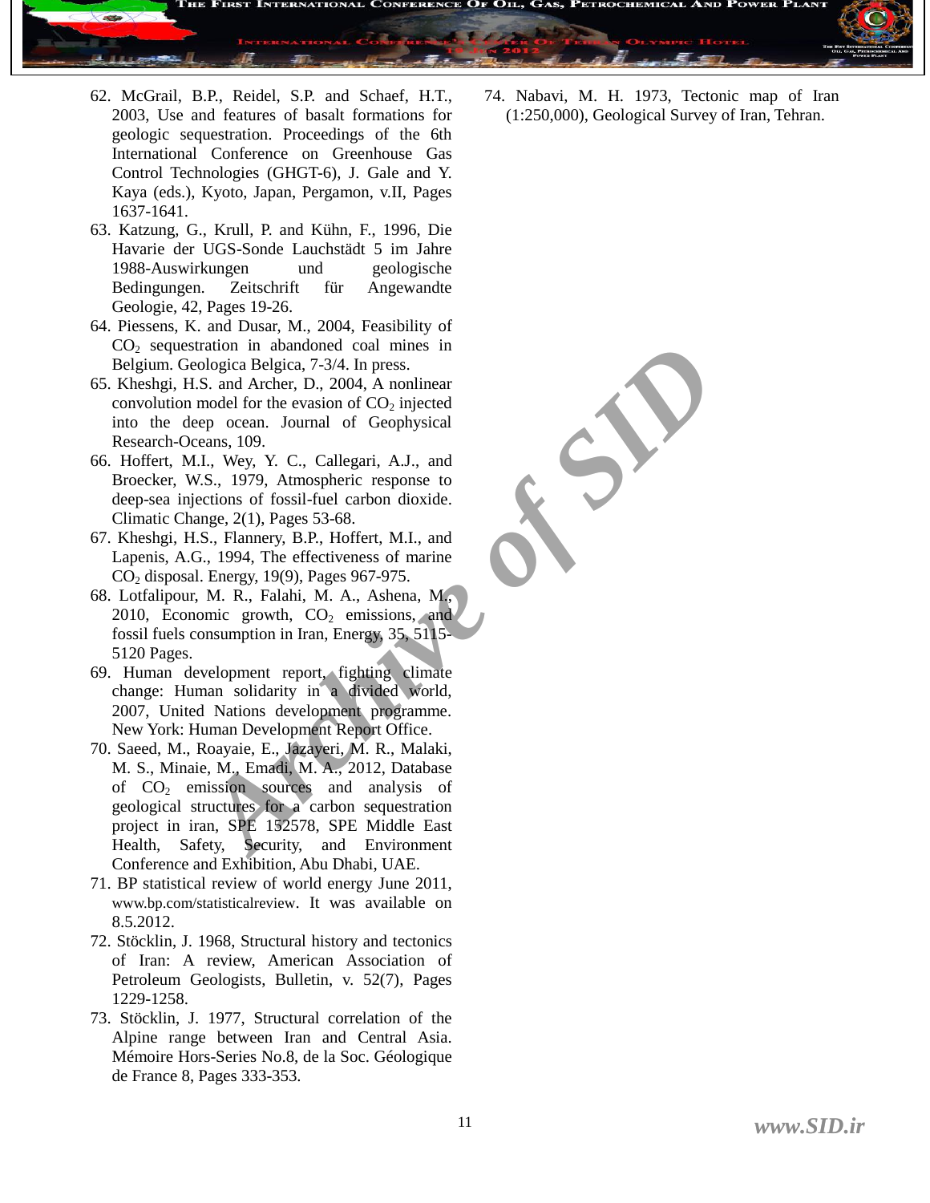62. McGrail, B.P., Reidel, S.P. and Schaef, H.T., 2003, Use and features of basalt formations for geologic sequestration. Proceedings of the 6th International Conference on Greenhouse Gas Control Technologies (GHGT-6), J. Gale and Y. Kaya (eds.), Kyoto, Japan, Pergamon, v.II, Pages 1637-1641.
63. Katzung, G., Krull, P. and Kühn, F., 1996, Die Havarie der UGS-Sonde Lauchstädt 5 im Jahre 1988-Auswirkungen und geologische Bedingungen. Zeitschrift für Angewandte Geologie, 42, Pages 19-26.
64. Piessens, K. and Dusar, M., 2004, Feasibility of $CO_2$ sequestration in abandoned coal mines in Belgium. Geologica Belgica, 7-3/4. In press.
65. Kheshgi, H.S. and Archer, D., 2004, A nonlinear convolution model for the evasion of $CO_2$ injected into the deep ocean. Journal of Geophysical Research-Oceans, 109.
66. Hoffert, M.I., Wey, Y. C., Callegari, A.J., and Broecker, W.S., 1979, Atmospheric response to deep-sea injections of fossil-fuel carbon dioxide. Climatic Change, 2(1), Pages 53-68.
67. Kheshgi, H.S., Flannery, B.P., Hoffert, M.I., and Lapenis, A.G., 1994, The effectiveness of marine $CO_2$ disposal. Energy, 19(9), Pages 967-975.
68. Lotfalipour, M. R., Falahi, M. A., Ashena, M., 2010, Economic growth, $CO_2$ emissions, and fossil fuels consumption in Iran, Energy, 35, 5115-5120 Pages.
69. Human development report, fighting climate change: Human solidarity in a divided world, 2007, United Nations development programme. New York: Human Development Report Office.
70. Saeed, M., Roayaie, E., Jazayeri, M. R., Malaki, M. S., Minaie, M., Emadi, M. A., 2012, Database of $CO_2$ emission sources and analysis of geological structures for a carbon sequestration project in iran, SPE 152578, SPE Middle East Health, Safety, Security, and Environment Conference and Exhibition, Abu Dhabi, UAE.
71. BP statistical review of world energy June 2011, www.bp.com/statisticalreview. It was available on 8.5.2012.
72. Stöcklin, J. 1968, Structural history and tectonics of Iran: A review, American Association of Petroleum Geologists, Bulletin, v. 52(7), Pages 1229-1258.
73. Stöcklin, J. 1977, Structural correlation of the Alpine range between Iran and Central Asia. Mémoire Hors-Series No.8, de la Soc. Géologique de France 8, Pages 333-353.
74. Nabavi, M. H. 1973, Tectonic map of Iran (1:250,000), Geological Survey of Iran, Tehran.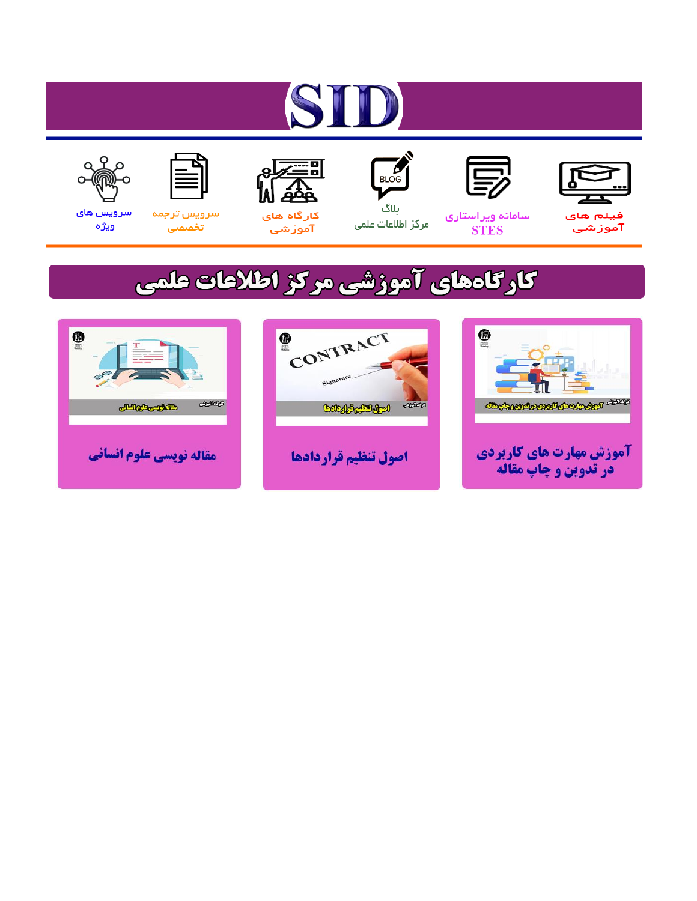# SID

فیلم های آموزشی

سامانه ویراستاری STES

بلاگ مرکز اطلاعات علمی

کارگاه های آموزشی

سرویس ترجمه تخصصی

سرویس های ویژه

## کارگاه‌های آموزشی مرکز اطلاعات علمی

آموزش مهارت های کاربردی در تدوین و چاپ مقاله

اصول تنظیم قراردادها

مقاله نویسی علوم انسانی